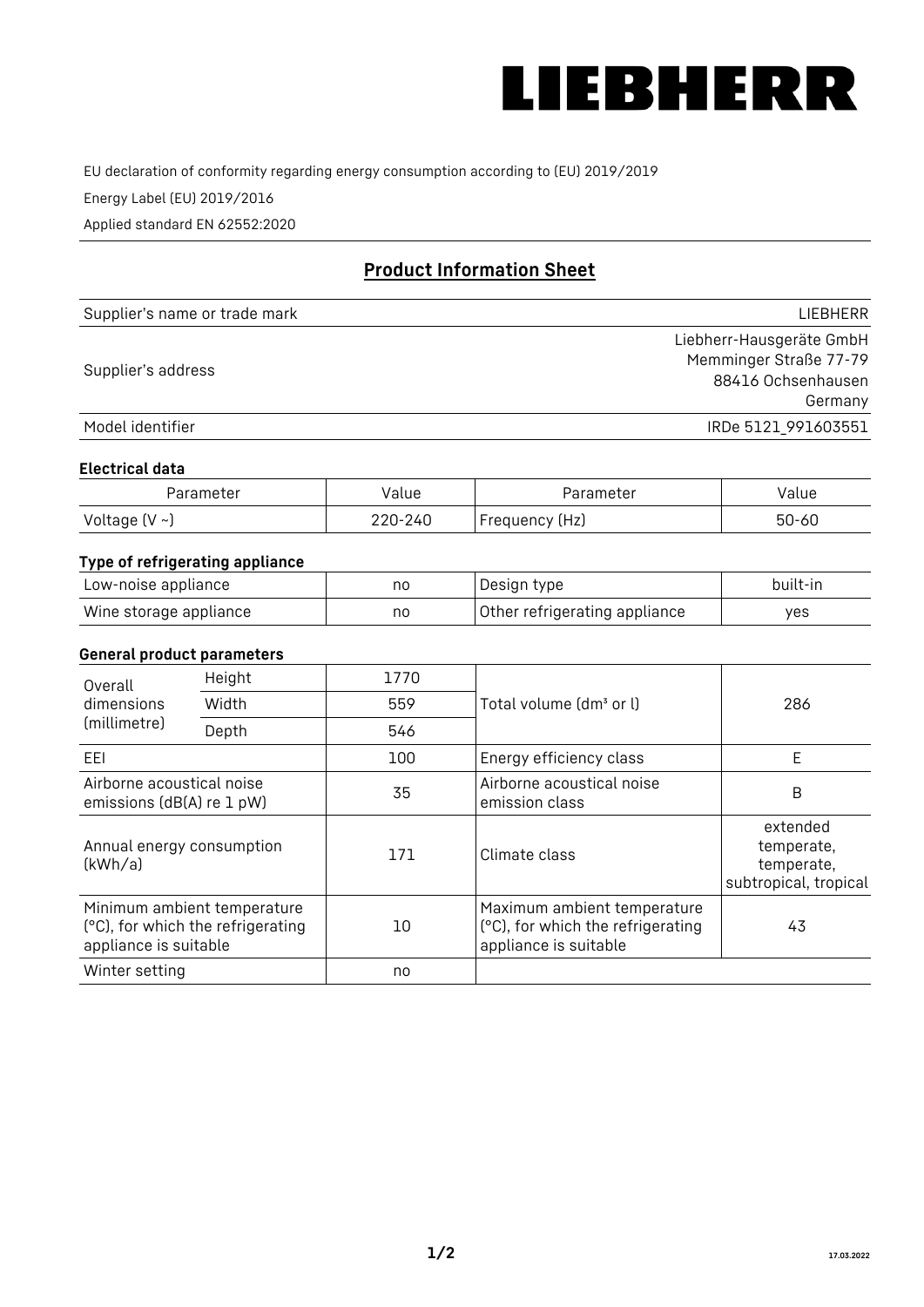LIEBHERR

EU declaration of conformity regarding energy consumption according to (EU) 2019/2019

Energy Label (EU) 2019/2016

Applied standard EN 62552:2020

## Product Information Sheet

| Supplier's name or trade mark | LIEBHERR |
|---|---|
| Supplier's address | Liebherr-Hausgeräte GmbH<br>Memminger Straße 77-79<br>88416 Ochsenhausen<br>Germany |
| Model identifier | IRDe 5121_991603551 |

### Electrical data

| Parameter | Value | Parameter | Value |
|---|---|---|---|
| Voltage (V ~) | 220-240 | Frequency (Hz) | 50-60 |

### Type of refrigerating appliance

| | | | |
|---|---|---|---|
| Low-noise appliance | no | Design type | built-in |
| Wine storage appliance | no | Other refrigerating appliance | yes |

### General product parameters

| | | | | |
|---|---|---|---|---|
| Overall dimensions (millimetre) | Height | 1770 | Total volume (dm³ or l) | 286 |
| | Width | 559 | | |
| | Depth | 546 | | |
| EEI | | 100 | Energy efficiency class | E |
| Airborne acoustical noise emissions (dB(A) re 1 pW) | | 35 | Airborne acoustical noise emission class | B |
| Annual energy consumption (kWh/a) | | 171 | Climate class | extended temperate, temperate, subtropical, tropical |
| Minimum ambient temperature (°C), for which the refrigerating appliance is suitable | | 10 | Maximum ambient temperature (°C), for which the refrigerating appliance is suitable | 43 |
| Winter setting | | no | | |

17.03.2022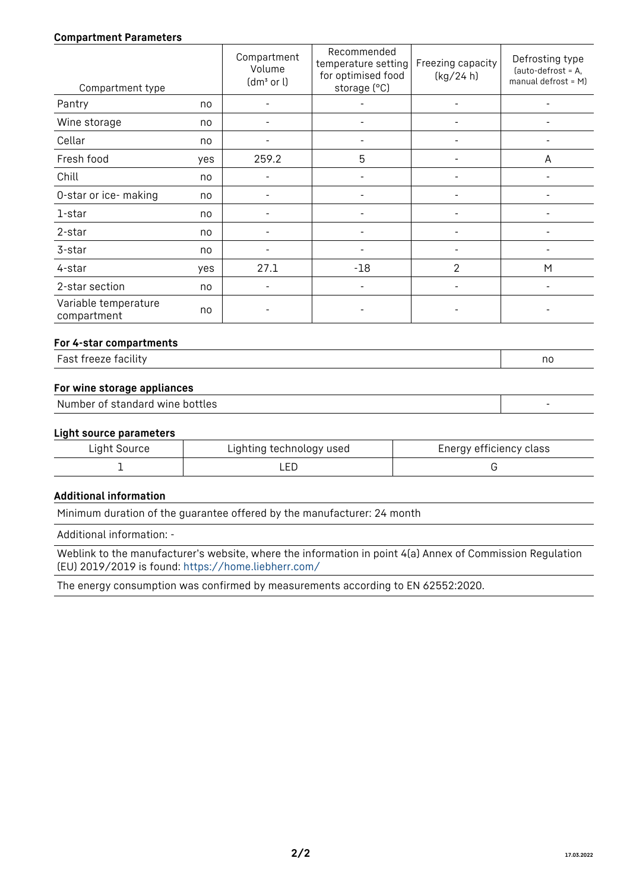#### Compartment Parameters

| Compartment type | | Compartment Volume (dm³ or l) | Recommended temperature setting for optimised food storage (°C) | Freezing capacity (kg/24 h) | Defrosting type (auto-defrost = A, manual defrost = M) |
|---|---|---|---|---|---|
| Pantry | no | - | - | - | - |
| Wine storage | no | - | - | - | - |
| Cellar | no | - | - | - | - |
| Fresh food | yes | 259.2 | 5 | - | A |
| Chill | no | - | - | - | - |
| 0-star or ice- making | no | - | - | - | - |
| 1-star | no | - | - | - | - |
| 2-star | no | - | - | - | - |
| 3-star | no | - | - | - | - |
| 4-star | yes | 27.1 | -18 | 2 | M |
| 2-star section | no | - | - | - | - |
| Variable temperature compartment | no | - | - | - | - |

#### For 4-star compartments

| | |
|---|---|
| Fast freeze facility | no |

#### For wine storage appliances

| | |
|---|---|
| Number of standard wine bottles | - |

#### Light source parameters

| Light Source | Lighting technology used | Energy efficiency class |
|---|---|---|
| 1 | LED | G |

#### Additional information

Minimum duration of the guarantee offered by the manufacturer: 24 month

Additional information: -

Weblink to the manufacturer's website, where the information in point 4(a) Annex of Commission Regulation (EU) 2019/2019 is found: https://home.liebherr.com/

The energy consumption was confirmed by measurements according to EN 62552:2020.

17.03.2022